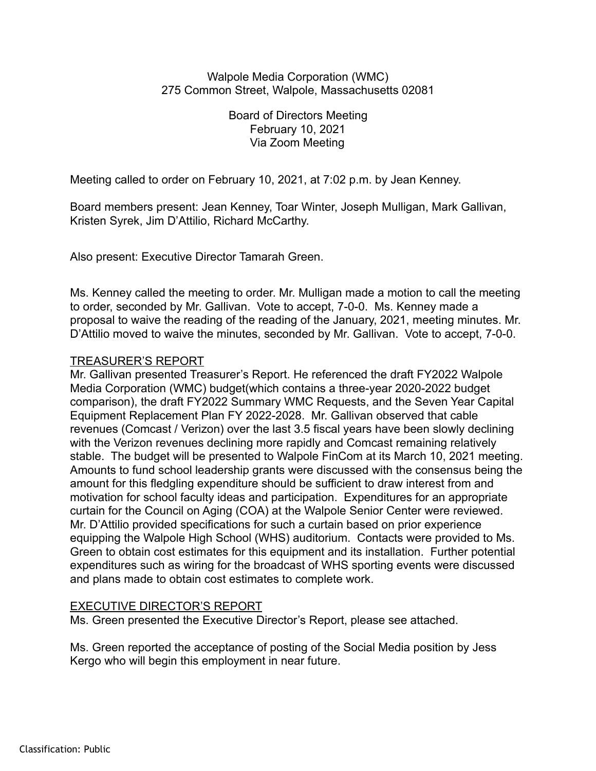Walpole Media Corporation (WMC)
275 Common Street, Walpole, Massachusetts 02081

Board of Directors Meeting
February 10, 2021
Via Zoom Meeting

Meeting called to order on February 10, 2021, at 7:02 p.m. by Jean Kenney.

Board members present: Jean Kenney, Toar Winter, Joseph Mulligan, Mark Gallivan, Kristen Syrek, Jim D'Attilio, Richard McCarthy.

Also present: Executive Director Tamarah Green.

Ms. Kenney called the meeting to order. Mr. Mulligan made a motion to call the meeting to order, seconded by Mr. Gallivan. Vote to accept, 7-0-0. Ms. Kenney made a proposal to waive the reading of the reading of the January, 2021, meeting minutes. Mr. D'Attilio moved to waive the minutes, seconded by Mr. Gallivan. Vote to accept, 7-0-0.

## TREASURER'S REPORT

Mr. Gallivan presented Treasurer's Report. He referenced the draft FY2022 Walpole Media Corporation (WMC) budget(which contains a three-year 2020-2022 budget comparison), the draft FY2022 Summary WMC Requests, and the Seven Year Capital Equipment Replacement Plan FY 2022-2028. Mr. Gallivan observed that cable revenues (Comcast / Verizon) over the last 3.5 fiscal years have been slowly declining with the Verizon revenues declining more rapidly and Comcast remaining relatively stable. The budget will be presented to Walpole FinCom at its March 10, 2021 meeting. Amounts to fund school leadership grants were discussed with the consensus being the amount for this fledgling expenditure should be sufficient to draw interest from and motivation for school faculty ideas and participation. Expenditures for an appropriate curtain for the Council on Aging (COA) at the Walpole Senior Center were reviewed. Mr. D'Attilio provided specifications for such a curtain based on prior experience equipping the Walpole High School (WHS) auditorium. Contacts were provided to Ms. Green to obtain cost estimates for this equipment and its installation. Further potential expenditures such as wiring for the broadcast of WHS sporting events were discussed and plans made to obtain cost estimates to complete work.

## EXECUTIVE DIRECTOR'S REPORT

Ms. Green presented the Executive Director's Report, please see attached.

Ms. Green reported the acceptance of posting of the Social Media position by Jess Kergo who will begin this employment in near future.

Classification: Public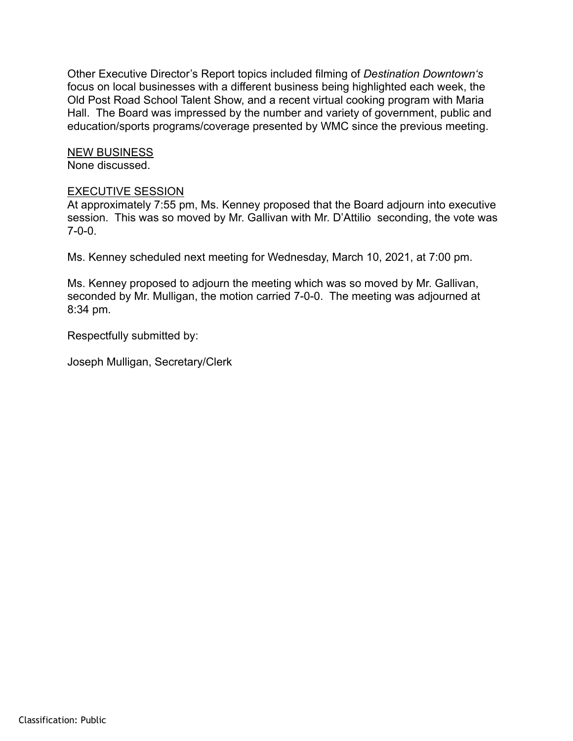Other Executive Director's Report topics included filming of *Destination Downtown's* focus on local businesses with a different business being highlighted each week, the Old Post Road School Talent Show, and a recent virtual cooking program with Maria Hall. The Board was impressed by the number and variety of government, public and education/sports programs/coverage presented by WMC since the previous meeting.

<u>NEW BUSINESS</u>
None discussed.

<u>EXECUTIVE SESSION</u>
At approximately 7:55 pm, Ms. Kenney proposed that the Board adjourn into executive session. This was so moved by Mr. Gallivan with Mr. D'Attilio seconding, the vote was 7-0-0.

Ms. Kenney scheduled next meeting for Wednesday, March 10, 2021, at 7:00 pm.

Ms. Kenney proposed to adjourn the meeting which was so moved by Mr. Gallivan, seconded by Mr. Mulligan, the motion carried 7-0-0. The meeting was adjourned at 8:34 pm.

Respectfully submitted by:

Joseph Mulligan, Secretary/Clerk